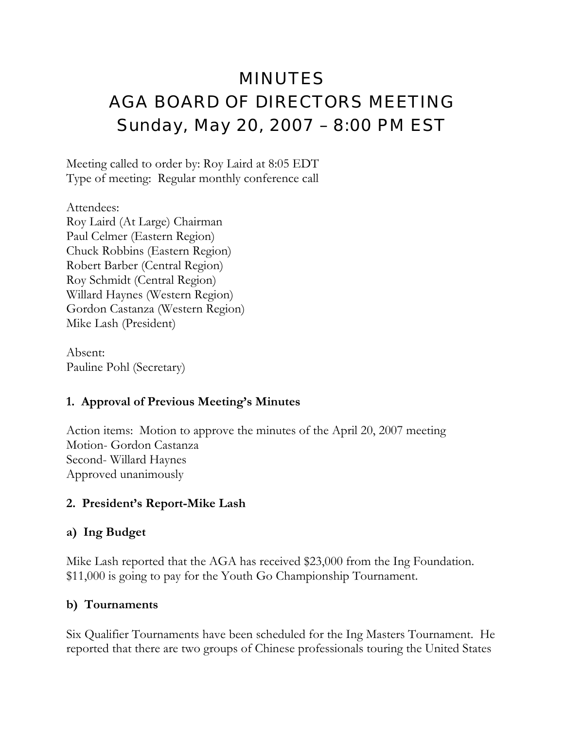# MINUTES
# AGA BOARD OF DIRECTORS MEETING
# Sunday, May 20, 2007 – 8:00 PM EST

Meeting called to order by: Roy Laird at 8:05 EDT
Type of meeting: Regular monthly conference call

Attendees:
Roy Laird (At Large) Chairman
Paul Celmer (Eastern Region)
Chuck Robbins (Eastern Region)
Robert Barber (Central Region)
Roy Schmidt (Central Region)
Willard Haynes (Western Region)
Gordon Castanza (Western Region)
Mike Lash (President)

Absent:
Pauline Pohl (Secretary)

### 1. Approval of Previous Meeting's Minutes

Action items: Motion to approve the minutes of the April 20, 2007 meeting
Motion- Gordon Castanza
Second- Willard Haynes
Approved unanimously

### 2. President's Report-Mike Lash

### a) Ing Budget

Mike Lash reported that the AGA has received $23,000 from the Ing Foundation. $11,000 is going to pay for the Youth Go Championship Tournament.

### b) Tournaments

Six Qualifier Tournaments have been scheduled for the Ing Masters Tournament. He reported that there are two groups of Chinese professionals touring the United States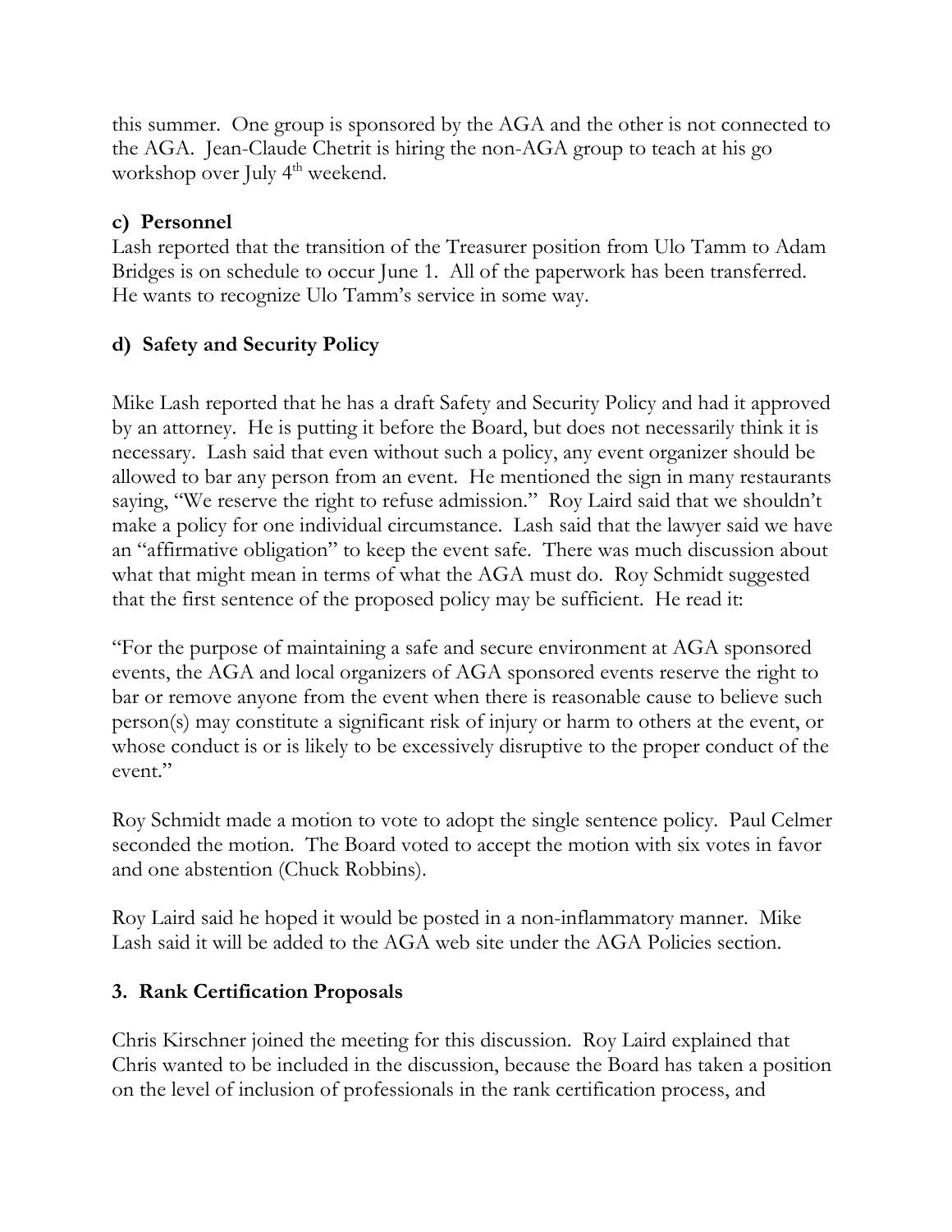this summer. One group is sponsored by the AGA and the other is not connected to the AGA. Jean-Claude Chetrit is hiring the non-AGA group to teach at his go workshop over July 4th weekend.

**c) Personnel**

Lash reported that the transition of the Treasurer position from Ulo Tamm to Adam Bridges is on schedule to occur June 1. All of the paperwork has been transferred. He wants to recognize Ulo Tamm's service in some way.

**d) Safety and Security Policy**

Mike Lash reported that he has a draft Safety and Security Policy and had it approved by an attorney. He is putting it before the Board, but does not necessarily think it is necessary. Lash said that even without such a policy, any event organizer should be allowed to bar any person from an event. He mentioned the sign in many restaurants saying, "We reserve the right to refuse admission." Roy Laird said that we shouldn't make a policy for one individual circumstance. Lash said that the lawyer said we have an "affirmative obligation" to keep the event safe. There was much discussion about what that might mean in terms of what the AGA must do. Roy Schmidt suggested that the first sentence of the proposed policy may be sufficient. He read it:

"For the purpose of maintaining a safe and secure environment at AGA sponsored events, the AGA and local organizers of AGA sponsored events reserve the right to bar or remove anyone from the event when there is reasonable cause to believe such person(s) may constitute a significant risk of injury or harm to others at the event, or whose conduct is or is likely to be excessively disruptive to the proper conduct of the event."

Roy Schmidt made a motion to vote to adopt the single sentence policy. Paul Celmer seconded the motion. The Board voted to accept the motion with six votes in favor and one abstention (Chuck Robbins).

Roy Laird said he hoped it would be posted in a non-inflammatory manner. Mike Lash said it will be added to the AGA web site under the AGA Policies section.

**3. Rank Certification Proposals**

Chris Kirschner joined the meeting for this discussion. Roy Laird explained that Chris wanted to be included in the discussion, because the Board has taken a position on the level of inclusion of professionals in the rank certification process, and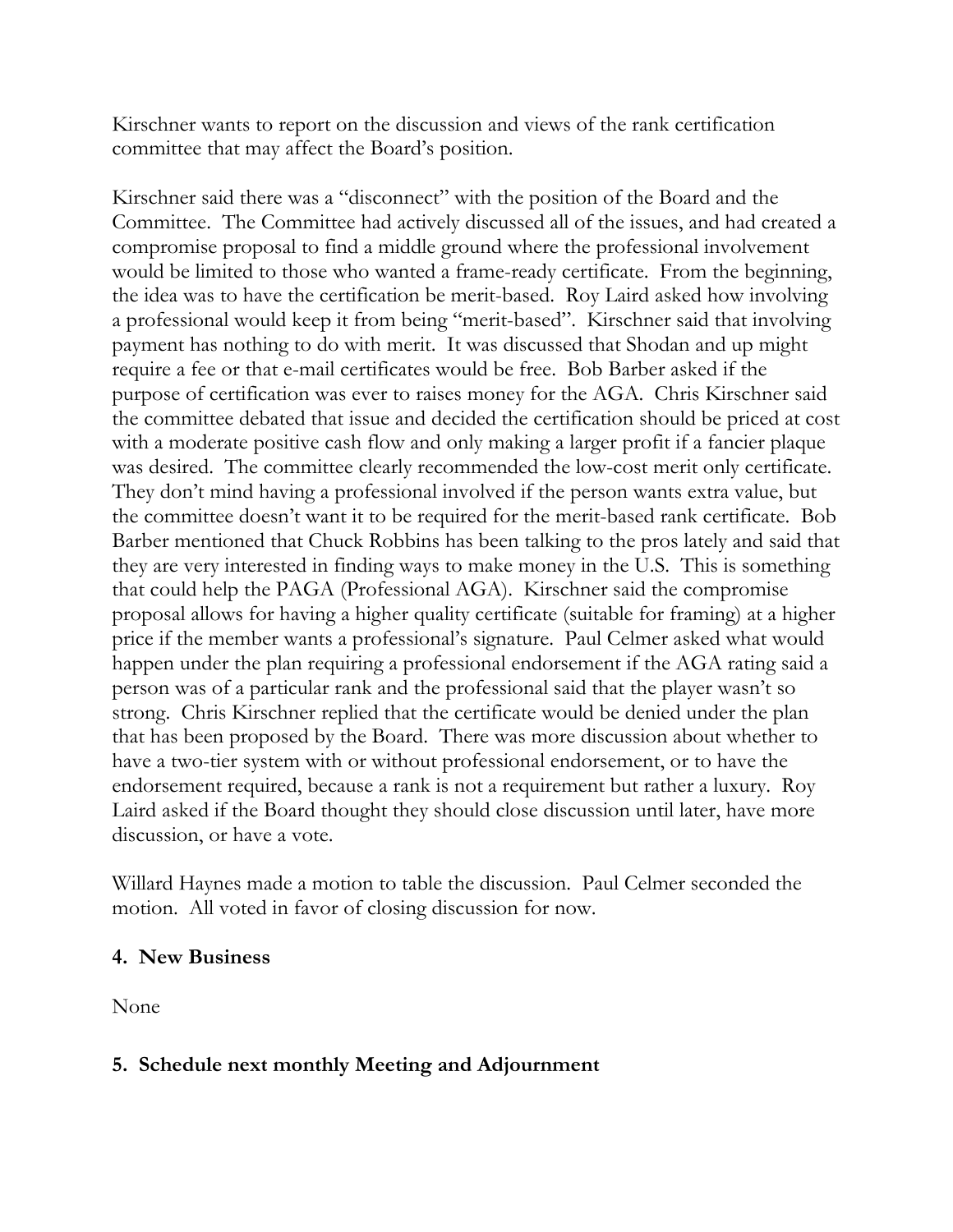Kirschner wants to report on the discussion and views of the rank certification committee that may affect the Board's position.

Kirschner said there was a "disconnect" with the position of the Board and the Committee. The Committee had actively discussed all of the issues, and had created a compromise proposal to find a middle ground where the professional involvement would be limited to those who wanted a frame-ready certificate. From the beginning, the idea was to have the certification be merit-based. Roy Laird asked how involving a professional would keep it from being "merit-based". Kirschner said that involving payment has nothing to do with merit. It was discussed that Shodan and up might require a fee or that e-mail certificates would be free. Bob Barber asked if the purpose of certification was ever to raises money for the AGA. Chris Kirschner said the committee debated that issue and decided the certification should be priced at cost with a moderate positive cash flow and only making a larger profit if a fancier plaque was desired. The committee clearly recommended the low-cost merit only certificate. They don't mind having a professional involved if the person wants extra value, but the committee doesn't want it to be required for the merit-based rank certificate. Bob Barber mentioned that Chuck Robbins has been talking to the pros lately and said that they are very interested in finding ways to make money in the U.S. This is something that could help the PAGA (Professional AGA). Kirschner said the compromise proposal allows for having a higher quality certificate (suitable for framing) at a higher price if the member wants a professional's signature. Paul Celmer asked what would happen under the plan requiring a professional endorsement if the AGA rating said a person was of a particular rank and the professional said that the player wasn't so strong. Chris Kirschner replied that the certificate would be denied under the plan that has been proposed by the Board. There was more discussion about whether to have a two-tier system with or without professional endorsement, or to have the endorsement required, because a rank is not a requirement but rather a luxury. Roy Laird asked if the Board thought they should close discussion until later, have more discussion, or have a vote.

Willard Haynes made a motion to table the discussion. Paul Celmer seconded the motion. All voted in favor of closing discussion for now.

## 4. New Business

None

## 5. Schedule next monthly Meeting and Adjournment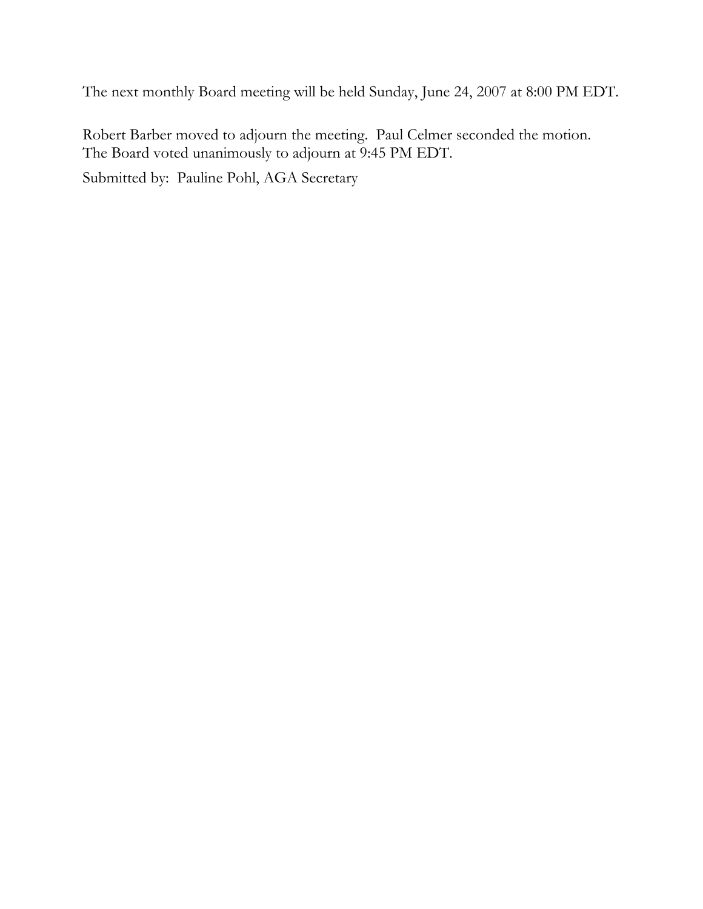The next monthly Board meeting will be held Sunday, June 24, 2007 at 8:00 PM EDT.

Robert Barber moved to adjourn the meeting. Paul Celmer seconded the motion.
The Board voted unanimously to adjourn at 9:45 PM EDT.

Submitted by: Pauline Pohl, AGA Secretary